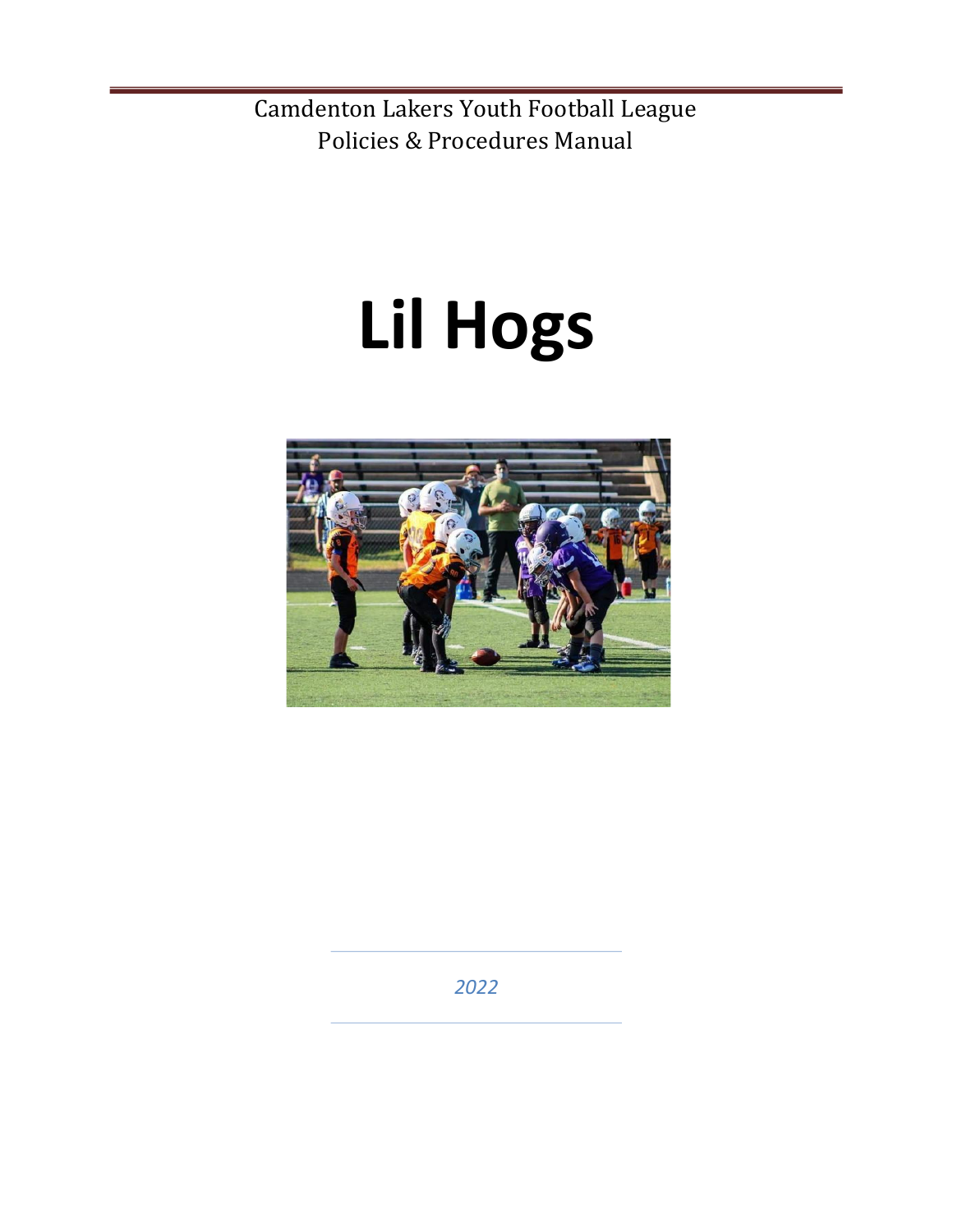Camdenton Lakers Youth Football League
Policies & Procedures Manual

# Lil Hogs

*2022*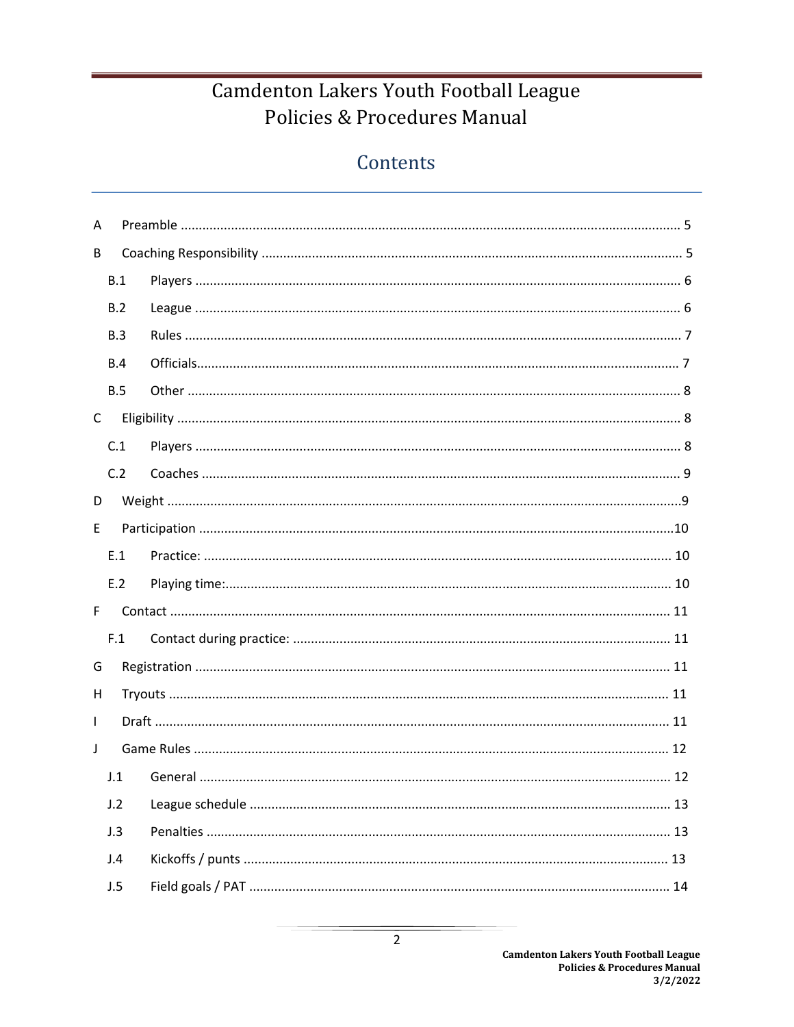# Camdenton Lakers Youth Football League Policies & Procedures Manual

## Contents

- A Preamble ..... 5
- B Coaching Responsibility ..... 5
  - B.1 Players ..... 6
  - B.2 League ..... 6
  - B.3 Rules ..... 7
  - B.4 Officials ..... 7
  - B.5 Other ..... 8
- C Eligibility ..... 8
  - C.1 Players ..... 8
  - C.2 Coaches ..... 9
- D Weight ..... 9
- E Participation ..... 10
  - E.1 Practice: ..... 10
  - E.2 Playing time: ..... 10
- F Contact ..... 11
  - F.1 Contact during practice: ..... 11
- G Registration ..... 11
- H Tryouts ..... 11
- I Draft ..... 11
- J Game Rules ..... 12
  - J.1 General ..... 12
  - J.2 League schedule ..... 13
  - J.3 Penalties ..... 13
  - J.4 Kickoffs / punts ..... 13
  - J.5 Field goals / PAT ..... 14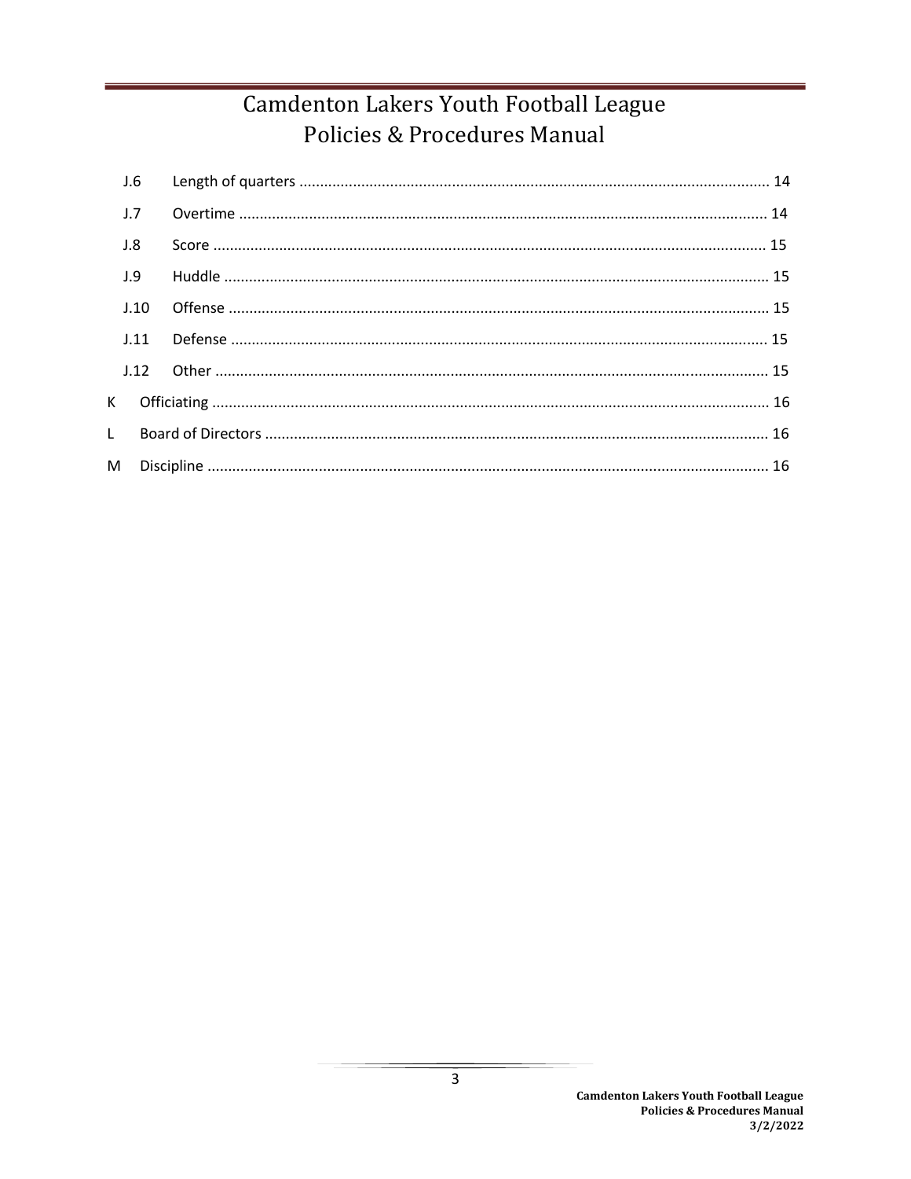J.6 Length of quarters ........................................................................................................... 14

J.7 Overtime .............................................................................................................................. 14

J.8 Score ..................................................................................................................................... 15

J.9 Huddle ................................................................................................................................... 15

J.10 Offense ................................................................................................................................ 15

J.11 Defense ................................................................................................................................ 15

J.12 Other ..................................................................................................................................... 15

K Officiating ...................................................................................................................................... 16

L Board of Directors ......................................................................................................................... 16

M Discipline ....................................................................................................................................... 16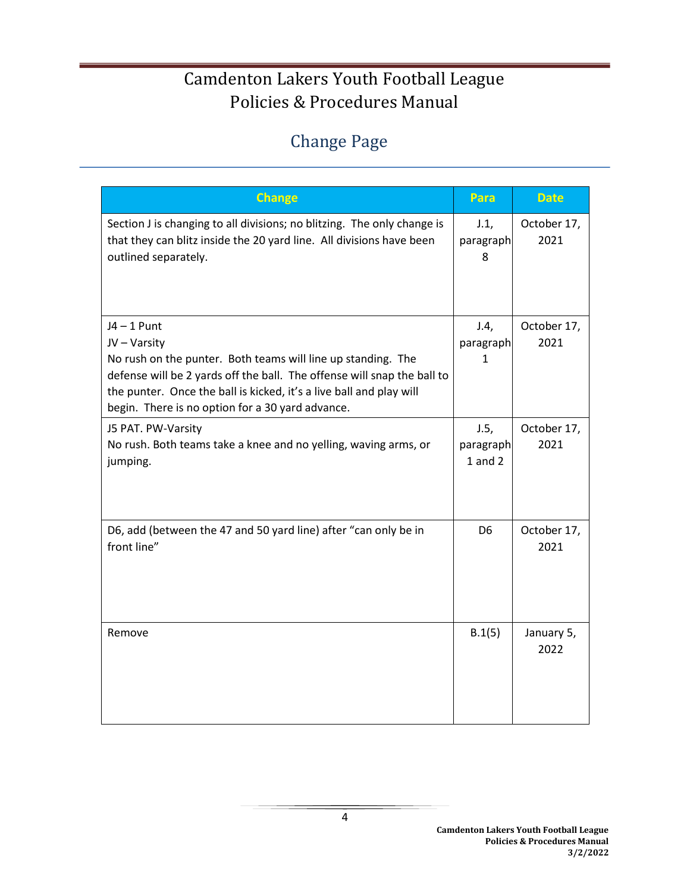# Camdenton Lakers Youth Football League
# Policies & Procedures Manual

## Change Page

| Change | Para | Date |
|---|---|---|
| Section J is changing to all divisions; no blitzing. The only change is that they can blitz inside the 20 yard line. All divisions have been outlined separately. | J.1, paragraph 8 | October 17, 2021 |
| J4 – 1 Punt<br>JV – Varsity<br>No rush on the punter. Both teams will line up standing. The defense will be 2 yards off the ball. The offense will snap the ball to the punter. Once the ball is kicked, it's a live ball and play will begin. There is no option for a 30 yard advance. | J.4, paragraph 1 | October 17, 2021 |
| J5 PAT. PW-Varsity<br>No rush. Both teams take a knee and no yelling, waving arms, or jumping. | J.5, paragraph 1 and 2 | October 17, 2021 |
| D6, add (between the 47 and 50 yard line) after "can only be in front line" | D6 | October 17, 2021 |
| Remove | B.1(5) | January 5, 2022 |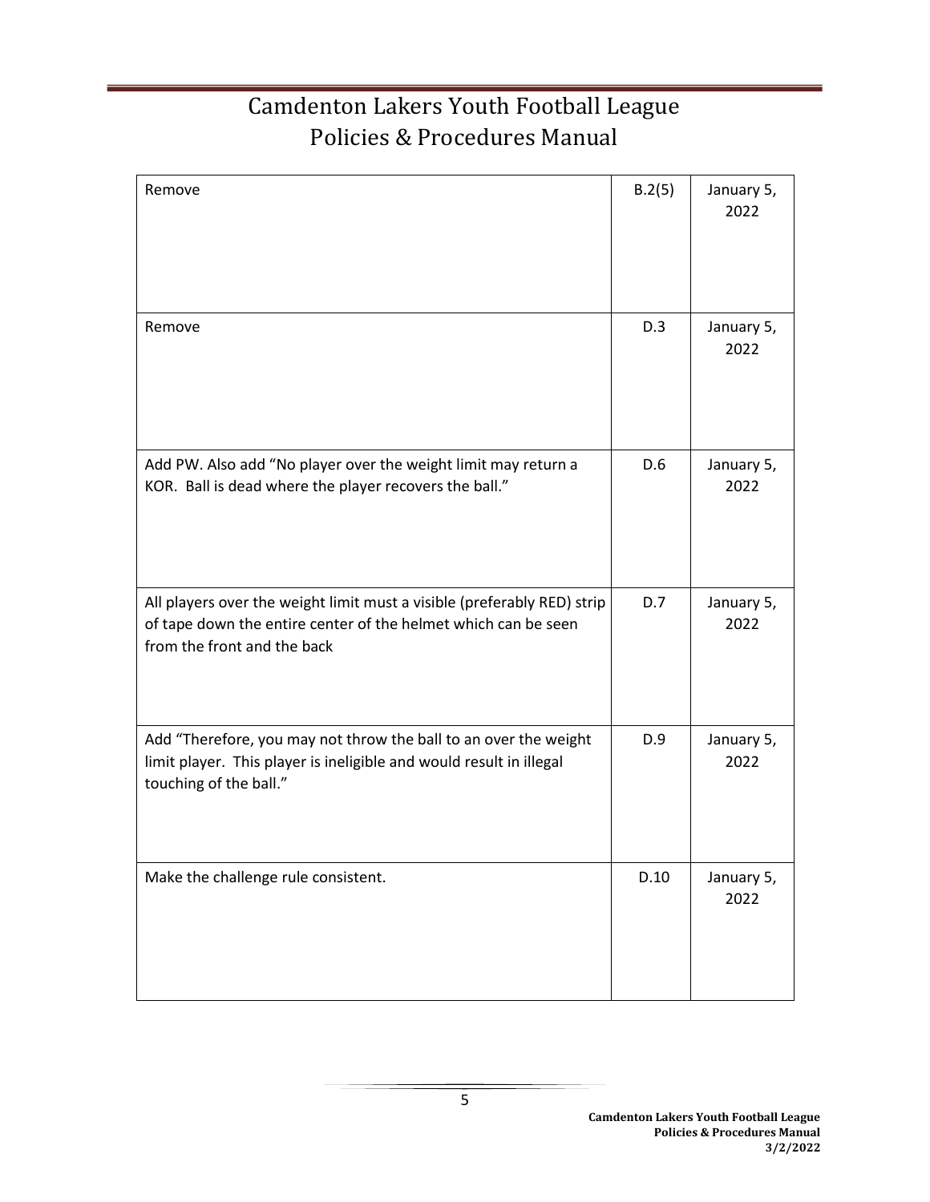| | | |
|---|---|---|
| Remove | B.2(5) | January 5, 2022 |
| Remove | D.3 | January 5, 2022 |
| Add PW. Also add "No player over the weight limit may return a KOR. Ball is dead where the player recovers the ball." | D.6 | January 5, 2022 |
| All players over the weight limit must a visible (preferably RED) strip of tape down the entire center of the helmet which can be seen from the front and the back | D.7 | January 5, 2022 |
| Add "Therefore, you may not throw the ball to an over the weight limit player. This player is ineligible and would result in illegal touching of the ball." | D.9 | January 5, 2022 |
| Make the challenge rule consistent. | D.10 | January 5, 2022 |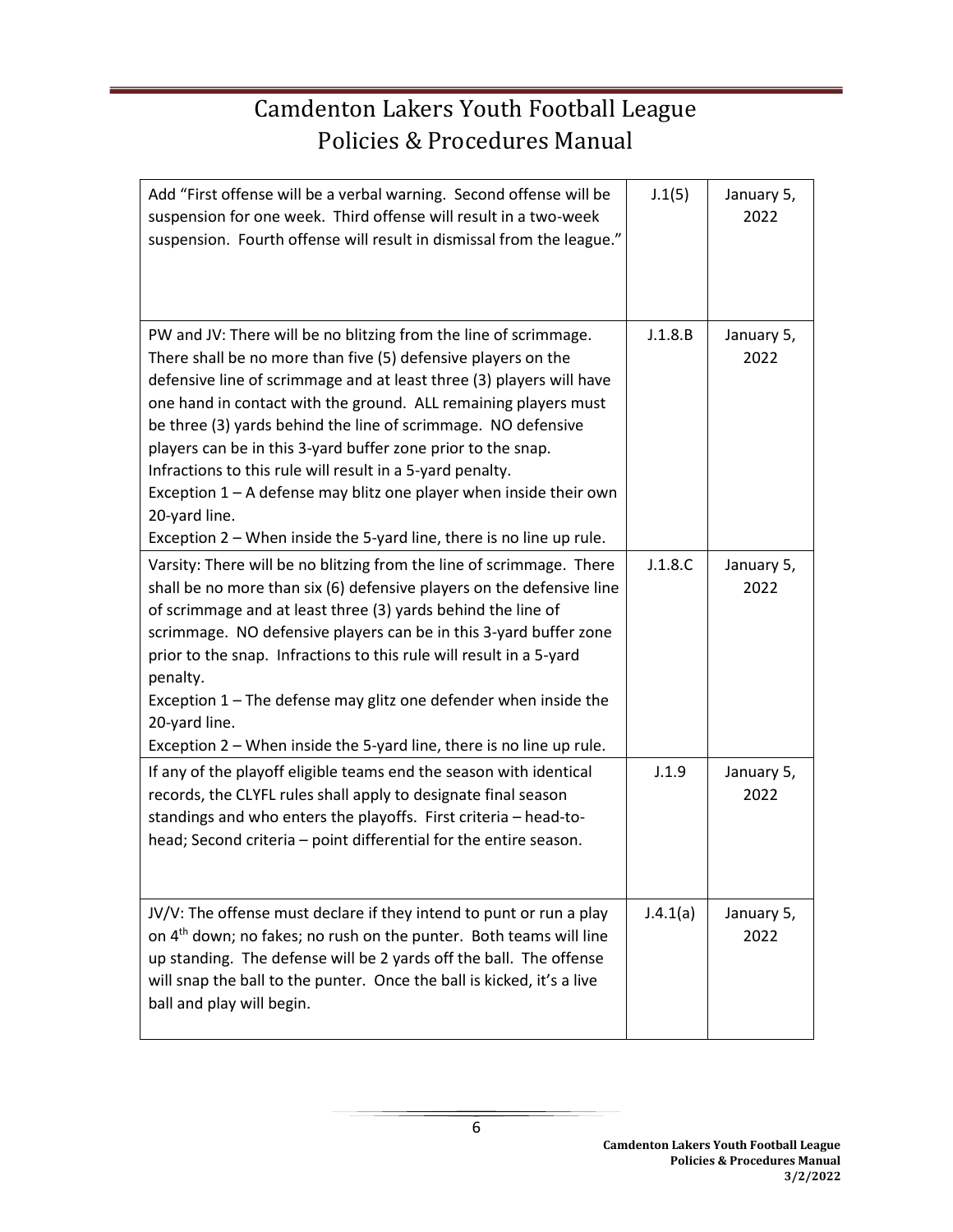| | | |
|---|---|---|
| Add "First offense will be a verbal warning. Second offense will be suspension for one week. Third offense will result in a two-week suspension. Fourth offense will result in dismissal from the league." | J.1(5) | January 5, 2022 |
| PW and JV: There will be no blitzing from the line of scrimmage. There shall be no more than five (5) defensive players on the defensive line of scrimmage and at least three (3) players will have one hand in contact with the ground. ALL remaining players must be three (3) yards behind the line of scrimmage. NO defensive players can be in this 3-yard buffer zone prior to the snap. Infractions to this rule will result in a 5-yard penalty.<br>Exception 1 – A defense may blitz one player when inside their own 20-yard line.<br>Exception 2 – When inside the 5-yard line, there is no line up rule. | J.1.8.B | January 5, 2022 |
| Varsity: There will be no blitzing from the line of scrimmage. There shall be no more than six (6) defensive players on the defensive line of scrimmage and at least three (3) yards behind the line of scrimmage. NO defensive players can be in this 3-yard buffer zone prior to the snap. Infractions to this rule will result in a 5-yard penalty.<br>Exception 1 – The defense may glitz one defender when inside the 20-yard line.<br>Exception 2 – When inside the 5-yard line, there is no line up rule. | J.1.8.C | January 5, 2022 |
| If any of the playoff eligible teams end the season with identical records, the CLYFL rules shall apply to designate final season standings and who enters the playoffs. First criteria – head-to-head; Second criteria – point differential for the entire season. | J.1.9 | January 5, 2022 |
| JV/V: The offense must declare if they intend to punt or run a play on 4th down; no fakes; no rush on the punter. Both teams will line up standing. The defense will be 2 yards off the ball. The offense will snap the ball to the punter. Once the ball is kicked, it's a live ball and play will begin. | J.4.1(a) | January 5, 2022 |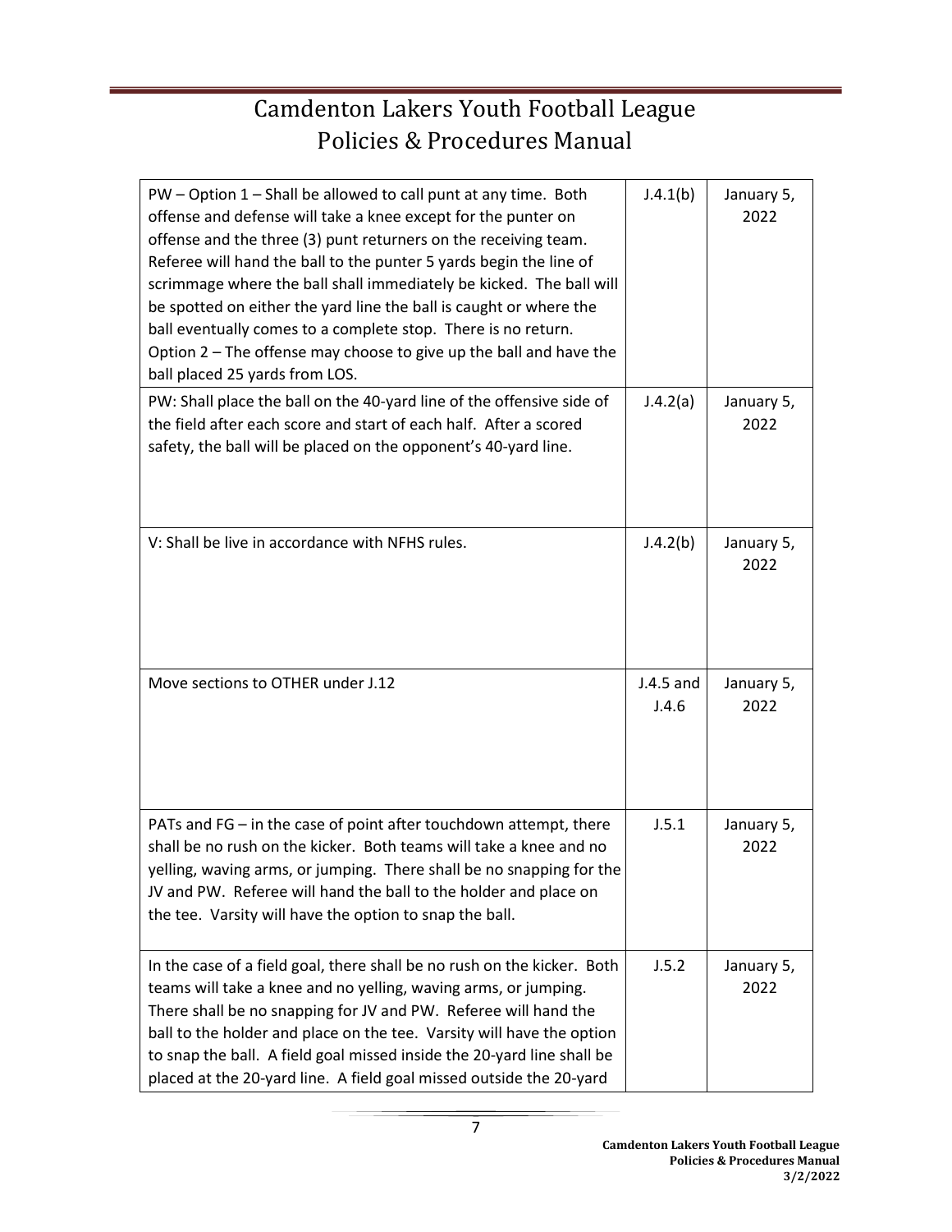| | | |
|---|---|---|
| PW – Option 1 – Shall be allowed to call punt at any time. Both offense and defense will take a knee except for the punter on offense and the three (3) punt returners on the receiving team. Referee will hand the ball to the punter 5 yards begin the line of scrimmage where the ball shall immediately be kicked. The ball will be spotted on either the yard line the ball is caught or where the ball eventually comes to a complete stop. There is no return. Option 2 – The offense may choose to give up the ball and have the ball placed 25 yards from LOS. | J.4.1(b) | January 5, 2022 |
| PW: Shall place the ball on the 40-yard line of the offensive side of the field after each score and start of each half. After a scored safety, the ball will be placed on the opponent's 40-yard line. | J.4.2(a) | January 5, 2022 |
| V: Shall be live in accordance with NFHS rules. | J.4.2(b) | January 5, 2022 |
| Move sections to OTHER under J.12 | J.4.5 and J.4.6 | January 5, 2022 |
| PATs and FG – in the case of point after touchdown attempt, there shall be no rush on the kicker. Both teams will take a knee and no yelling, waving arms, or jumping. There shall be no snapping for the JV and PW. Referee will hand the ball to the holder and place on the tee. Varsity will have the option to snap the ball. | J.5.1 | January 5, 2022 |
| In the case of a field goal, there shall be no rush on the kicker. Both teams will take a knee and no yelling, waving arms, or jumping. There shall be no snapping for JV and PW. Referee will hand the ball to the holder and place on the tee. Varsity will have the option to snap the ball. A field goal missed inside the 20-yard line shall be placed at the 20-yard line. A field goal missed outside the 20-yard | J.5.2 | January 5, 2022 |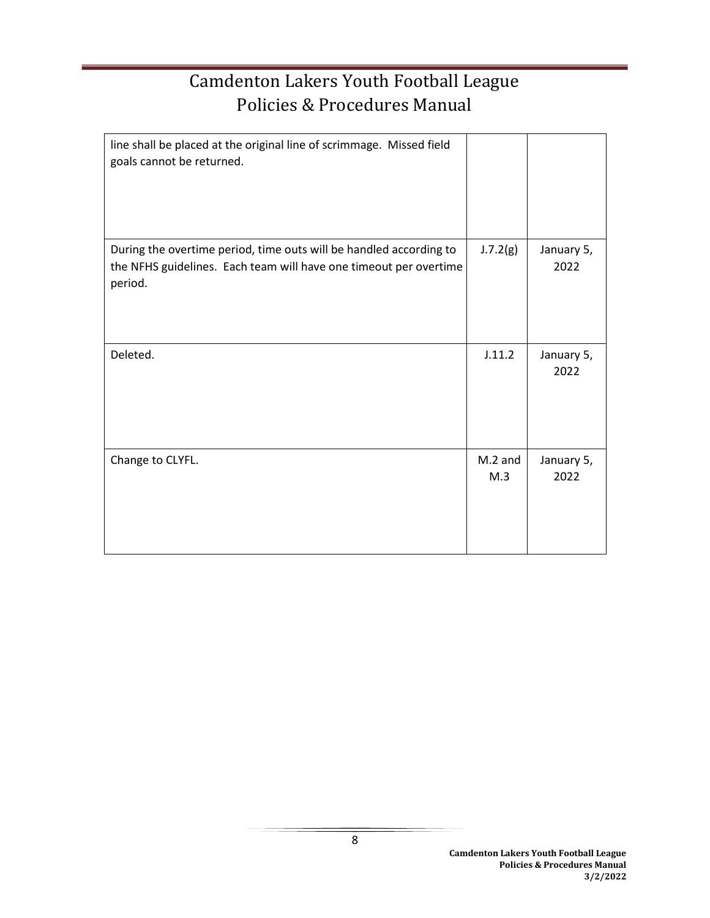| | | |
|---|---|---|
| line shall be placed at the original line of scrimmage. Missed field goals cannot be returned. | | |
| During the overtime period, time outs will be handled according to the NFHS guidelines. Each team will have one timeout per overtime period. | J.7.2(g) | January 5, 2022 |
| Deleted. | J.11.2 | January 5, 2022 |
| Change to CLYFL. | M.2 and M.3 | January 5, 2022 |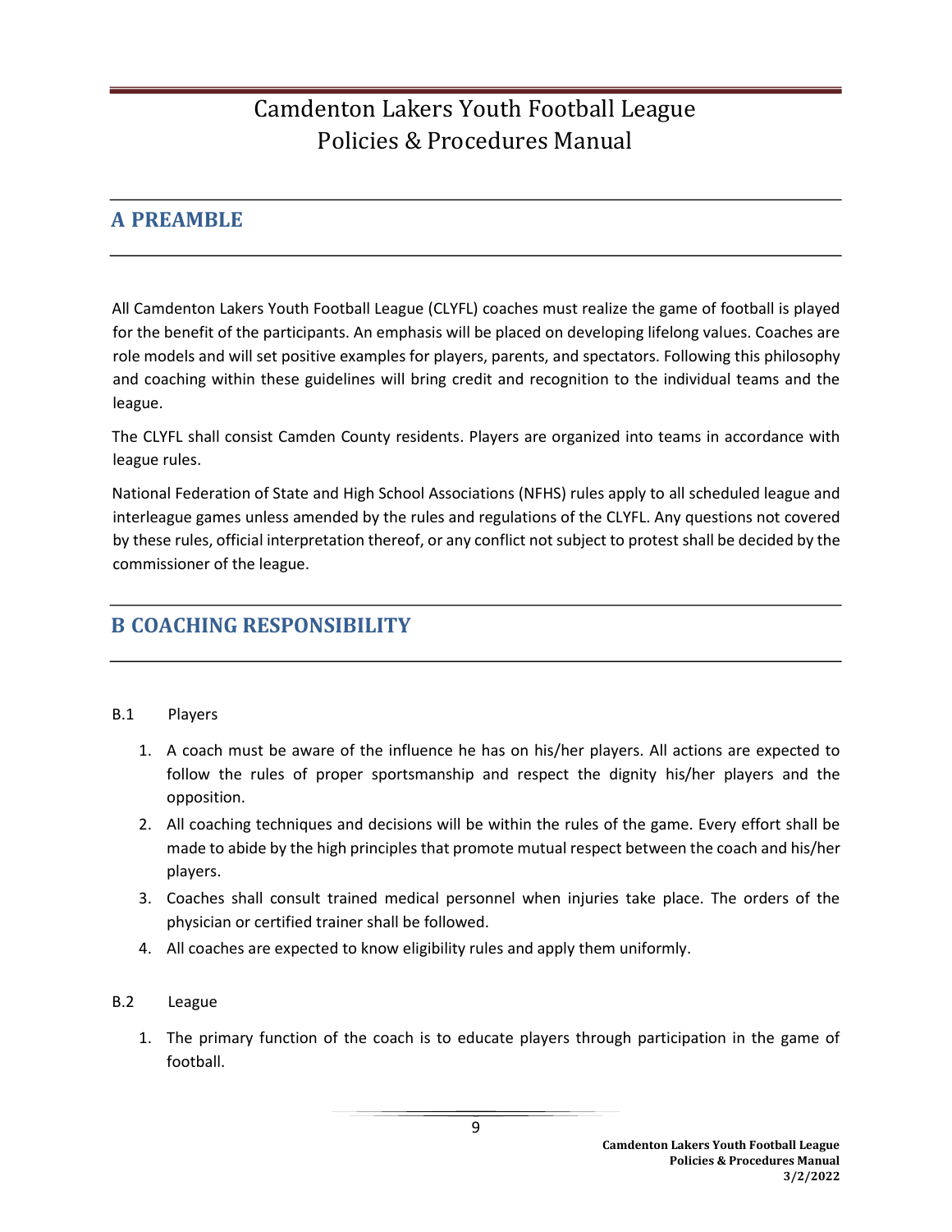Camdenton Lakers Youth Football League
Policies & Procedures Manual

## A PREAMBLE

All Camdenton Lakers Youth Football League (CLYFL) coaches must realize the game of football is played for the benefit of the participants. An emphasis will be placed on developing lifelong values. Coaches are role models and will set positive examples for players, parents, and spectators. Following this philosophy and coaching within these guidelines will bring credit and recognition to the individual teams and the league.

The CLYFL shall consist Camden County residents. Players are organized into teams in accordance with league rules.

National Federation of State and High School Associations (NFHS) rules apply to all scheduled league and interleague games unless amended by the rules and regulations of the CLYFL. Any questions not covered by these rules, official interpretation thereof, or any conflict not subject to protest shall be decided by the commissioner of the league.

## B COACHING RESPONSIBILITY

### B.1 Players

1. A coach must be aware of the influence he has on his/her players. All actions are expected to follow the rules of proper sportsmanship and respect the dignity his/her players and the opposition.
2. All coaching techniques and decisions will be within the rules of the game. Every effort shall be made to abide by the high principles that promote mutual respect between the coach and his/her players.
3. Coaches shall consult trained medical personnel when injuries take place. The orders of the physician or certified trainer shall be followed.
4. All coaches are expected to know eligibility rules and apply them uniformly.

### B.2 League

1. The primary function of the coach is to educate players through participation in the game of football.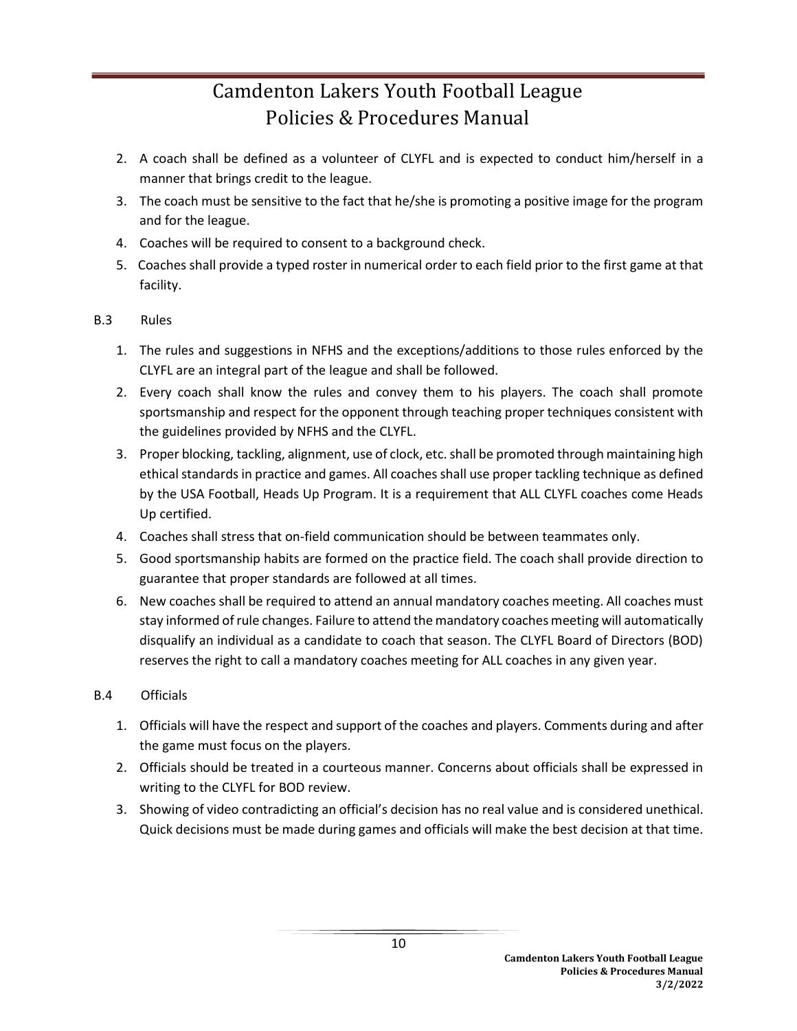2. A coach shall be defined as a volunteer of CLYFL and is expected to conduct him/herself in a manner that brings credit to the league.
3. The coach must be sensitive to the fact that he/she is promoting a positive image for the program and for the league.
4. Coaches will be required to consent to a background check.
5. Coaches shall provide a typed roster in numerical order to each field prior to the first game at that facility.

B.3 Rules

1. The rules and suggestions in NFHS and the exceptions/additions to those rules enforced by the CLYFL are an integral part of the league and shall be followed.
2. Every coach shall know the rules and convey them to his players. The coach shall promote sportsmanship and respect for the opponent through teaching proper techniques consistent with the guidelines provided by NFHS and the CLYFL.
3. Proper blocking, tackling, alignment, use of clock, etc. shall be promoted through maintaining high ethical standards in practice and games. All coaches shall use proper tackling technique as defined by the USA Football, Heads Up Program. It is a requirement that ALL CLYFL coaches come Heads Up certified.
4. Coaches shall stress that on-field communication should be between teammates only.
5. Good sportsmanship habits are formed on the practice field. The coach shall provide direction to guarantee that proper standards are followed at all times.
6. New coaches shall be required to attend an annual mandatory coaches meeting. All coaches must stay informed of rule changes. Failure to attend the mandatory coaches meeting will automatically disqualify an individual as a candidate to coach that season. The CLYFL Board of Directors (BOD) reserves the right to call a mandatory coaches meeting for ALL coaches in any given year.

B.4 Officials

1. Officials will have the respect and support of the coaches and players. Comments during and after the game must focus on the players.
2. Officials should be treated in a courteous manner. Concerns about officials shall be expressed in writing to the CLYFL for BOD review.
3. Showing of video contradicting an official's decision has no real value and is considered unethical. Quick decisions must be made during games and officials will make the best decision at that time.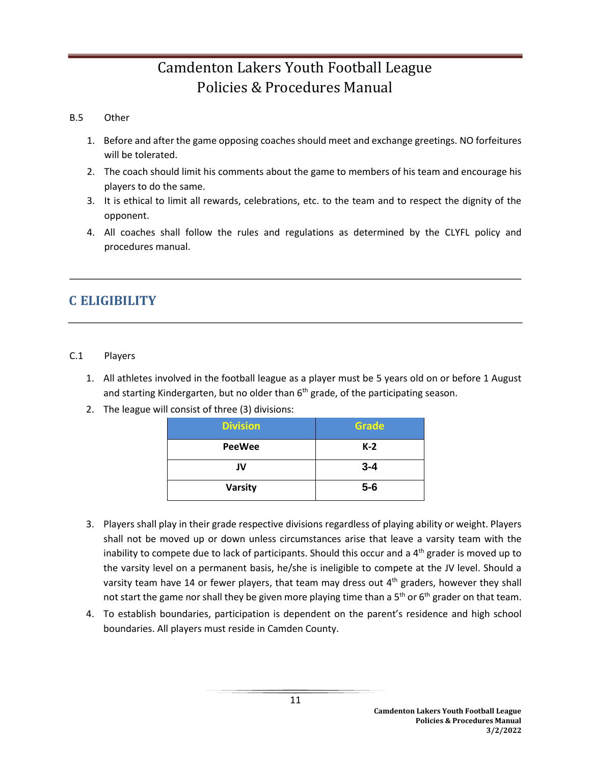B.5 Other

1. Before and after the game opposing coaches should meet and exchange greetings. NO forfeitures will be tolerated.
2. The coach should limit his comments about the game to members of his team and encourage his players to do the same.
3. It is ethical to limit all rewards, celebrations, etc. to the team and to respect the dignity of the opponent.
4. All coaches shall follow the rules and regulations as determined by the CLYFL policy and procedures manual.

---

## C ELIGIBILITY

---

C.1 Players

1. All athletes involved in the football league as a player must be 5 years old on or before 1 August and starting Kindergarten, but no older than 6th grade, of the participating season.
2. The league will consist of three (3) divisions:

| Division | Grade |
|---|---|
| **PeeWee** | **K-2** |
| **JV** | **3-4** |
| **Varsity** | **5-6** |

3. Players shall play in their grade respective divisions regardless of playing ability or weight. Players shall not be moved up or down unless circumstances arise that leave a varsity team with the inability to compete due to lack of participants. Should this occur and a 4th grader is moved up to the varsity level on a permanent basis, he/she is ineligible to compete at the JV level. Should a varsity team have 14 or fewer players, that team may dress out 4th graders, however they shall not start the game nor shall they be given more playing time than a 5th or 6th grader on that team.
4. To establish boundaries, participation is dependent on the parent's residence and high school boundaries. All players must reside in Camden County.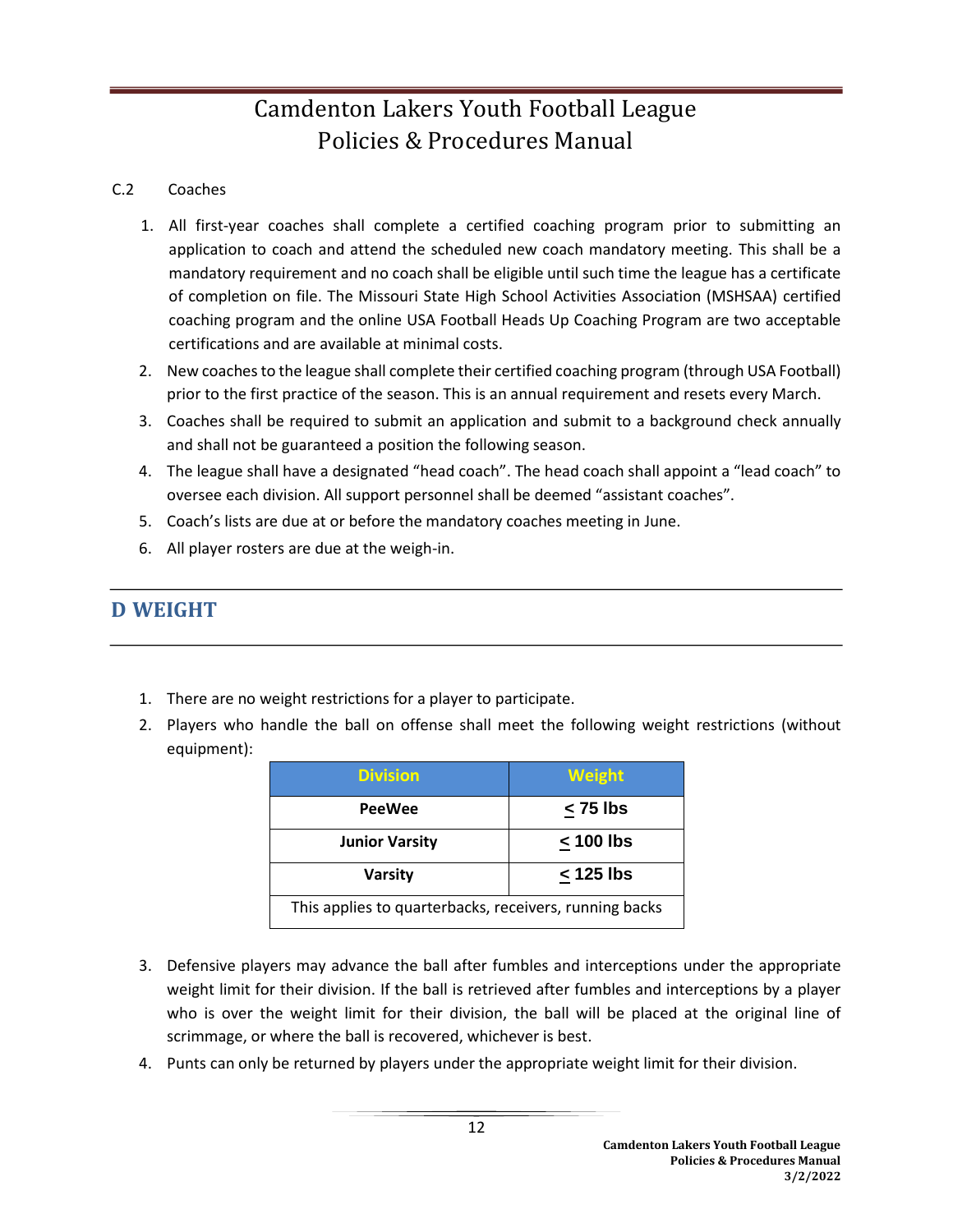C.2 Coaches

1. All first-year coaches shall complete a certified coaching program prior to submitting an application to coach and attend the scheduled new coach mandatory meeting. This shall be a mandatory requirement and no coach shall be eligible until such time the league has a certificate of completion on file. The Missouri State High School Activities Association (MSHSAA) certified coaching program and the online USA Football Heads Up Coaching Program are two acceptable certifications and are available at minimal costs.
2. New coaches to the league shall complete their certified coaching program (through USA Football) prior to the first practice of the season. This is an annual requirement and resets every March.
3. Coaches shall be required to submit an application and submit to a background check annually and shall not be guaranteed a position the following season.
4. The league shall have a designated "head coach". The head coach shall appoint a "lead coach" to oversee each division. All support personnel shall be deemed "assistant coaches".
5. Coach's lists are due at or before the mandatory coaches meeting in June.
6. All player rosters are due at the weigh-in.

## D WEIGHT

1. There are no weight restrictions for a player to participate.
2. Players who handle the ball on offense shall meet the following weight restrictions (without equipment):

| Division | Weight |
|---|---|
| **PeeWee** | **≤ 75 lbs** |
| **Junior Varsity** | **≤ 100 lbs** |
| **Varsity** | **≤ 125 lbs** |
| This applies to quarterbacks, receivers, running backs | |

3. Defensive players may advance the ball after fumbles and interceptions under the appropriate weight limit for their division. If the ball is retrieved after fumbles and interceptions by a player who is over the weight limit for their division, the ball will be placed at the original line of scrimmage, or where the ball is recovered, whichever is best.
4. Punts can only be returned by players under the appropriate weight limit for their division.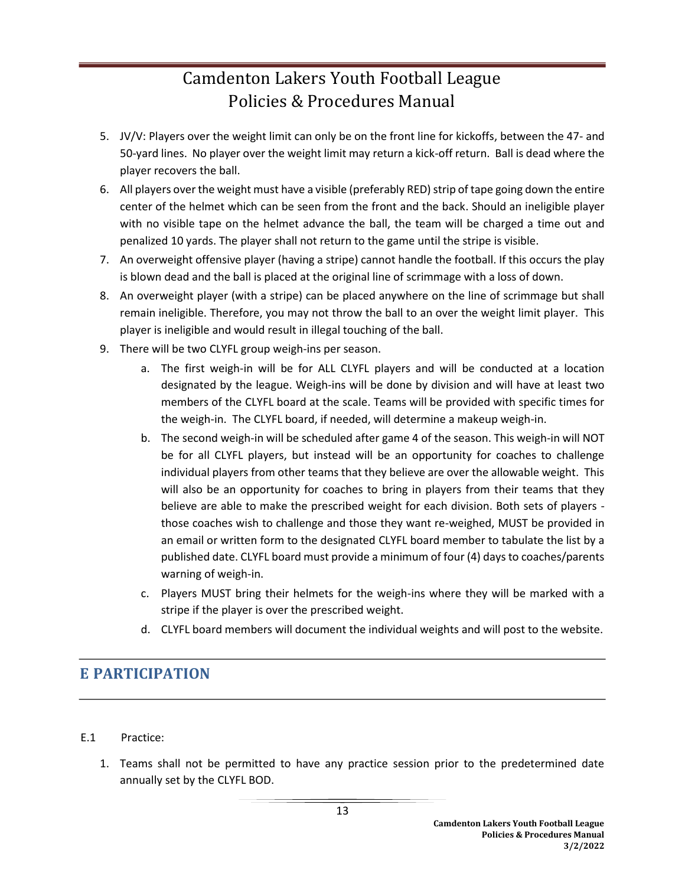5. JV/V: Players over the weight limit can only be on the front line for kickoffs, between the 47- and 50-yard lines. No player over the weight limit may return a kick-off return. Ball is dead where the player recovers the ball.
6. All players over the weight must have a visible (preferably RED) strip of tape going down the entire center of the helmet which can be seen from the front and the back. Should an ineligible player with no visible tape on the helmet advance the ball, the team will be charged a time out and penalized 10 yards. The player shall not return to the game until the stripe is visible.
7. An overweight offensive player (having a stripe) cannot handle the football. If this occurs the play is blown dead and the ball is placed at the original line of scrimmage with a loss of down.
8. An overweight player (with a stripe) can be placed anywhere on the line of scrimmage but shall remain ineligible. Therefore, you may not throw the ball to an over the weight limit player. This player is ineligible and would result in illegal touching of the ball.
9. There will be two CLYFL group weigh-ins per season.
    a. The first weigh-in will be for ALL CLYFL players and will be conducted at a location designated by the league. Weigh-ins will be done by division and will have at least two members of the CLYFL board at the scale. Teams will be provided with specific times for the weigh-in. The CLYFL board, if needed, will determine a makeup weigh-in.
    b. The second weigh-in will be scheduled after game 4 of the season. This weigh-in will NOT be for all CLYFL players, but instead will be an opportunity for coaches to challenge individual players from other teams that they believe are over the allowable weight. This will also be an opportunity for coaches to bring in players from their teams that they believe are able to make the prescribed weight for each division. Both sets of players - those coaches wish to challenge and those they want re-weighed, MUST be provided in an email or written form to the designated CLYFL board member to tabulate the list by a published date. CLYFL board must provide a minimum of four (4) days to coaches/parents warning of weigh-in.
    c. Players MUST bring their helmets for the weigh-ins where they will be marked with a stripe if the player is over the prescribed weight.
    d. CLYFL board members will document the individual weights and will post to the website.

## E PARTICIPATION

E.1 Practice:

1. Teams shall not be permitted to have any practice session prior to the predetermined date annually set by the CLYFL BOD.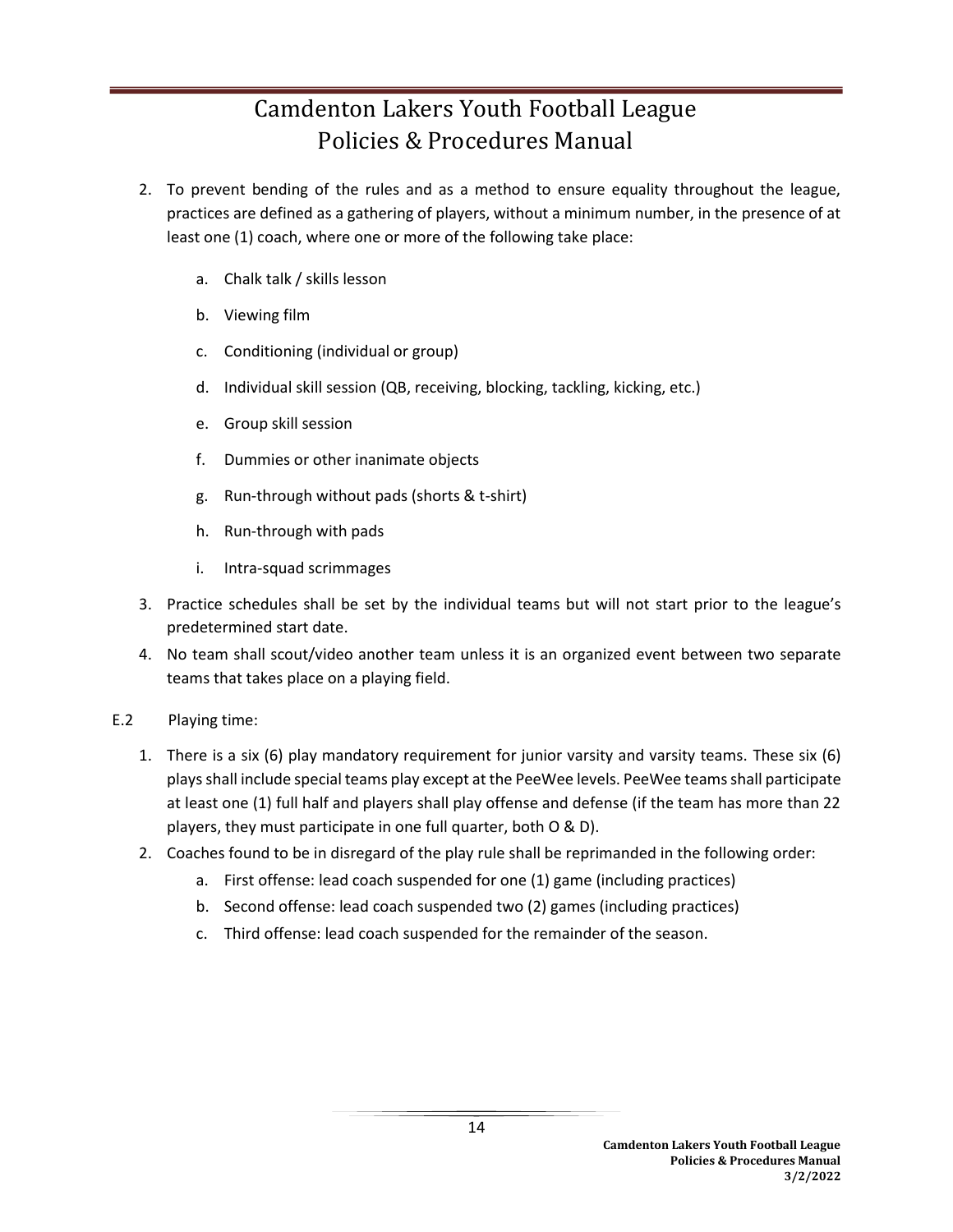2. To prevent bending of the rules and as a method to ensure equality throughout the league, practices are defined as a gathering of players, without a minimum number, in the presence of at least one (1) coach, where one or more of the following take place:

    a. Chalk talk / skills lesson

    b. Viewing film

    c. Conditioning (individual or group)

    d. Individual skill session (QB, receiving, blocking, tackling, kicking, etc.)

    e. Group skill session

    f. Dummies or other inanimate objects

    g. Run-through without pads (shorts & t-shirt)

    h. Run-through with pads

    i. Intra-squad scrimmages

3. Practice schedules shall be set by the individual teams but will not start prior to the league's predetermined start date.
4. No team shall scout/video another team unless it is an organized event between two separate teams that takes place on a playing field.

E.2 Playing time:

1. There is a six (6) play mandatory requirement for junior varsity and varsity teams. These six (6) plays shall include special teams play except at the PeeWee levels. PeeWee teams shall participate at least one (1) full half and players shall play offense and defense (if the team has more than 22 players, they must participate in one full quarter, both O & D).
2. Coaches found to be in disregard of the play rule shall be reprimanded in the following order:
    a. First offense: lead coach suspended for one (1) game (including practices)
    b. Second offense: lead coach suspended two (2) games (including practices)
    c. Third offense: lead coach suspended for the remainder of the season.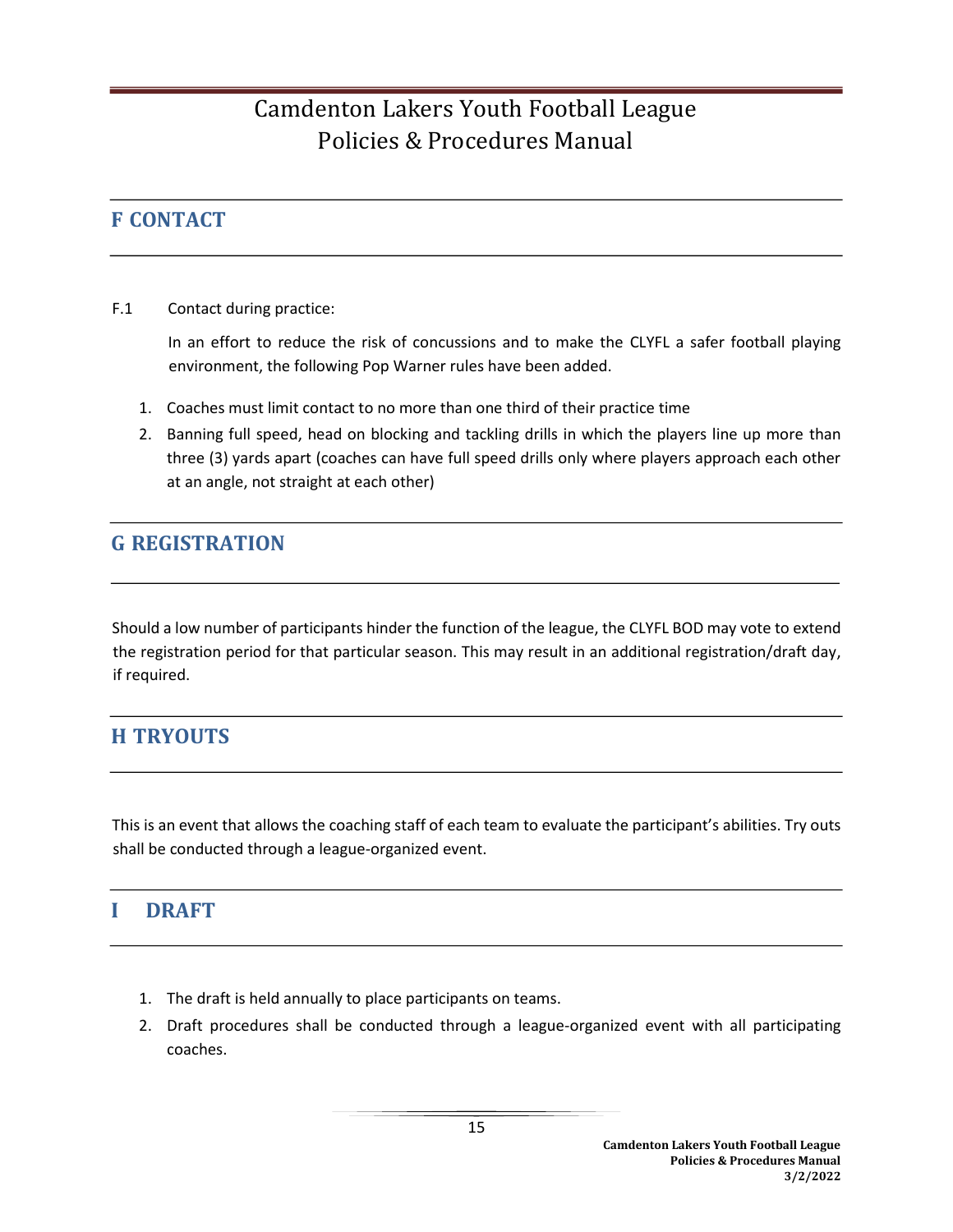## F CONTACT

F.1 Contact during practice:

In an effort to reduce the risk of concussions and to make the CLYFL a safer football playing environment, the following Pop Warner rules have been added.

1. Coaches must limit contact to no more than one third of their practice time
2. Banning full speed, head on blocking and tackling drills in which the players line up more than three (3) yards apart (coaches can have full speed drills only where players approach each other at an angle, not straight at each other)

## G REGISTRATION

Should a low number of participants hinder the function of the league, the CLYFL BOD may vote to extend the registration period for that particular season. This may result in an additional registration/draft day, if required.

## H TRYOUTS

This is an event that allows the coaching staff of each team to evaluate the participant's abilities. Try outs shall be conducted through a league-organized event.

## I DRAFT

1. The draft is held annually to place participants on teams.
2. Draft procedures shall be conducted through a league-organized event with all participating coaches.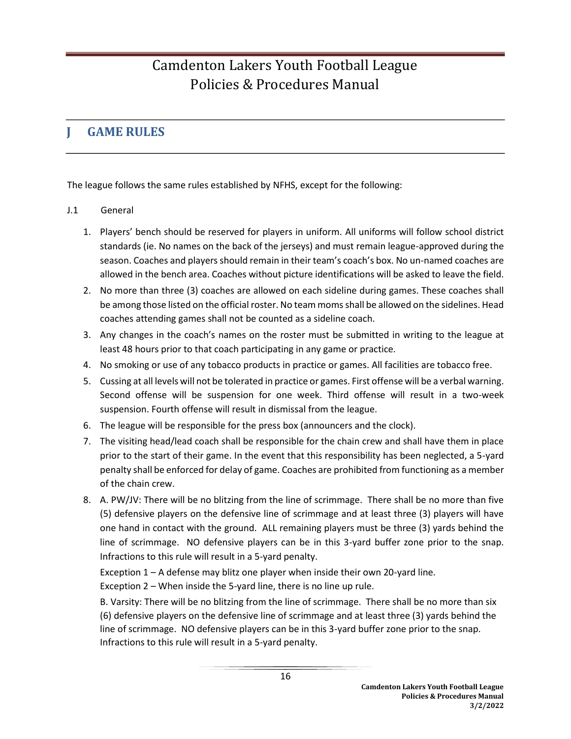## J GAME RULES

The league follows the same rules established by NFHS, except for the following:

J.1 General

1. Players' bench should be reserved for players in uniform. All uniforms will follow school district standards (ie. No names on the back of the jerseys) and must remain league-approved during the season. Coaches and players should remain in their team's coach's box. No un-named coaches are allowed in the bench area. Coaches without picture identifications will be asked to leave the field.
2. No more than three (3) coaches are allowed on each sideline during games. These coaches shall be among those listed on the official roster. No team moms shall be allowed on the sidelines. Head coaches attending games shall not be counted as a sideline coach.
3. Any changes in the coach's names on the roster must be submitted in writing to the league at least 48 hours prior to that coach participating in any game or practice.
4. No smoking or use of any tobacco products in practice or games. All facilities are tobacco free.
5. Cussing at all levels will not be tolerated in practice or games. First offense will be a verbal warning. Second offense will be suspension for one week. Third offense will result in a two-week suspension. Fourth offense will result in dismissal from the league.
6. The league will be responsible for the press box (announcers and the clock).
7. The visiting head/lead coach shall be responsible for the chain crew and shall have them in place prior to the start of their game. In the event that this responsibility has been neglected, a 5-yard penalty shall be enforced for delay of game. Coaches are prohibited from functioning as a member of the chain crew.
8. A. PW/JV: There will be no blitzing from the line of scrimmage. There shall be no more than five (5) defensive players on the defensive line of scrimmage and at least three (3) players will have one hand in contact with the ground. ALL remaining players must be three (3) yards behind the line of scrimmage. NO defensive players can be in this 3-yard buffer zone prior to the snap. Infractions to this rule will result in a 5-yard penalty.

   Exception 1 – A defense may blitz one player when inside their own 20-yard line.
   Exception 2 – When inside the 5-yard line, there is no line up rule.

   B. Varsity: There will be no blitzing from the line of scrimmage. There shall be no more than six (6) defensive players on the defensive line of scrimmage and at least three (3) yards behind the line of scrimmage. NO defensive players can be in this 3-yard buffer zone prior to the snap. Infractions to this rule will result in a 5-yard penalty.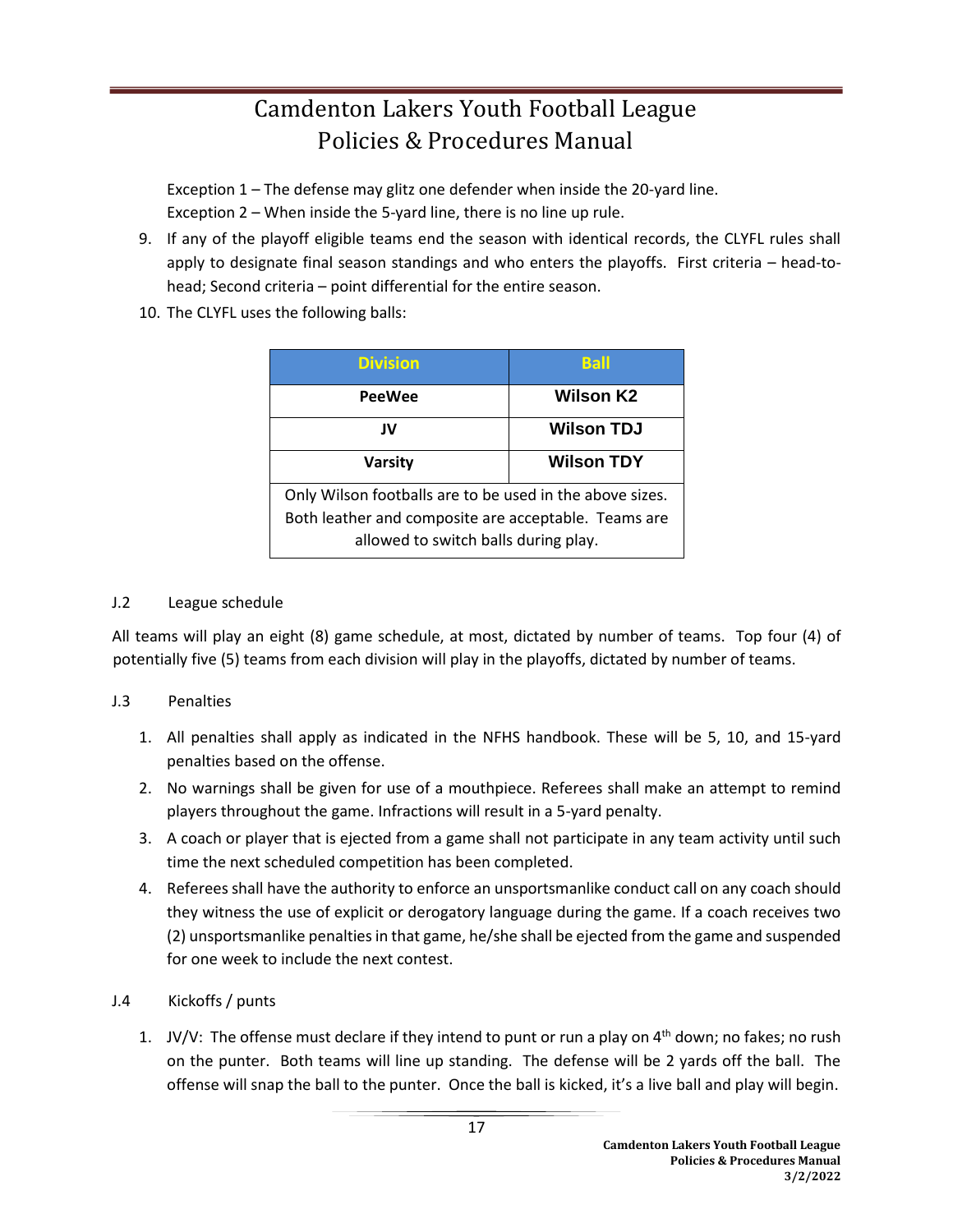Exception 1 – The defense may glitz one defender when inside the 20-yard line.
Exception 2 – When inside the 5-yard line, there is no line up rule.

9. If any of the playoff eligible teams end the season with identical records, the CLYFL rules shall apply to designate final season standings and who enters the playoffs. First criteria – head-to-head; Second criteria – point differential for the entire season.
10. The CLYFL uses the following balls:

| Division | Ball |
|---|---|
| PeeWee | Wilson K2 |
| JV | Wilson TDJ |
| Varsity | Wilson TDY |
| Only Wilson footballs are to be used in the above sizes. Both leather and composite are acceptable. Teams are allowed to switch balls during play. | |

J.2 League schedule

All teams will play an eight (8) game schedule, at most, dictated by number of teams. Top four (4) of potentially five (5) teams from each division will play in the playoffs, dictated by number of teams.

J.3 Penalties

1. All penalties shall apply as indicated in the NFHS handbook. These will be 5, 10, and 15-yard penalties based on the offense.
2. No warnings shall be given for use of a mouthpiece. Referees shall make an attempt to remind players throughout the game. Infractions will result in a 5-yard penalty.
3. A coach or player that is ejected from a game shall not participate in any team activity until such time the next scheduled competition has been completed.
4. Referees shall have the authority to enforce an unsportsmanlike conduct call on any coach should they witness the use of explicit or derogatory language during the game. If a coach receives two (2) unsportsmanlike penalties in that game, he/she shall be ejected from the game and suspended for one week to include the next contest.

J.4 Kickoffs / punts

1. JV/V: The offense must declare if they intend to punt or run a play on 4th down; no fakes; no rush on the punter. Both teams will line up standing. The defense will be 2 yards off the ball. The offense will snap the ball to the punter. Once the ball is kicked, it's a live ball and play will begin.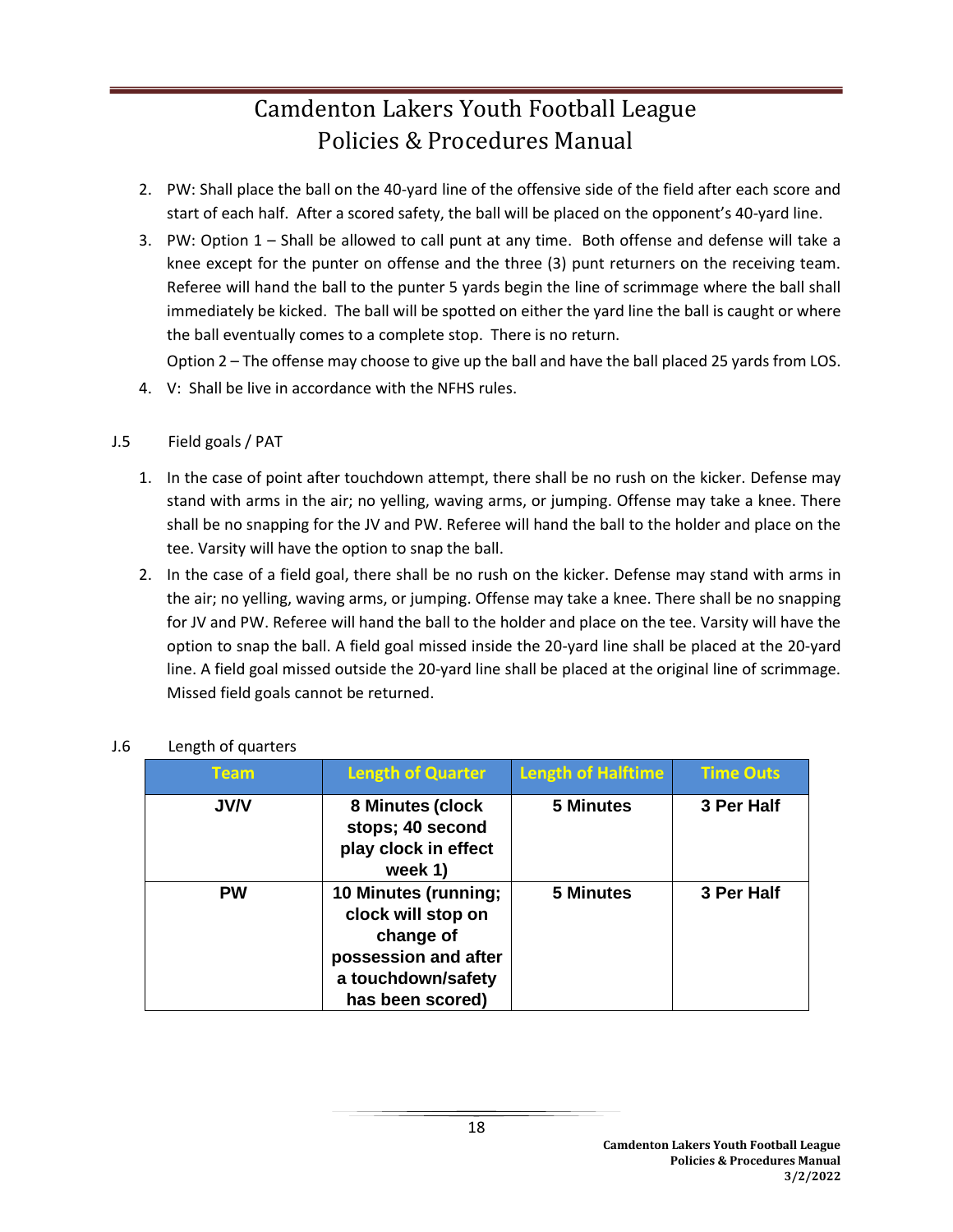2. PW: Shall place the ball on the 40-yard line of the offensive side of the field after each score and start of each half. After a scored safety, the ball will be placed on the opponent's 40-yard line.
3. PW: Option 1 – Shall be allowed to call punt at any time. Both offense and defense will take a knee except for the punter on offense and the three (3) punt returners on the receiving team. Referee will hand the ball to the punter 5 yards begin the line of scrimmage where the ball shall immediately be kicked. The ball will be spotted on either the yard line the ball is caught or where the ball eventually comes to a complete stop. There is no return.

   Option 2 – The offense may choose to give up the ball and have the ball placed 25 yards from LOS.
4. V: Shall be live in accordance with the NFHS rules.

J.5 Field goals / PAT

1. In the case of point after touchdown attempt, there shall be no rush on the kicker. Defense may stand with arms in the air; no yelling, waving arms, or jumping. Offense may take a knee. There shall be no snapping for the JV and PW. Referee will hand the ball to the holder and place on the tee. Varsity will have the option to snap the ball.
2. In the case of a field goal, there shall be no rush on the kicker. Defense may stand with arms in the air; no yelling, waving arms, or jumping. Offense may take a knee. There shall be no snapping for JV and PW. Referee will hand the ball to the holder and place on the tee. Varsity will have the option to snap the ball. A field goal missed inside the 20-yard line shall be placed at the 20-yard line. A field goal missed outside the 20-yard line shall be placed at the original line of scrimmage. Missed field goals cannot be returned.

J.6 Length of quarters

| Team | Length of Quarter | Length of Halftime | Time Outs |
|---|---|---|---|
| **JV/V** | **8 Minutes (clock stops; 40 second play clock in effect week 1)** | **5 Minutes** | **3 Per Half** |
| **PW** | **10 Minutes (running; clock will stop on change of possession and after a touchdown/safety has been scored)** | **5 Minutes** | **3 Per Half** |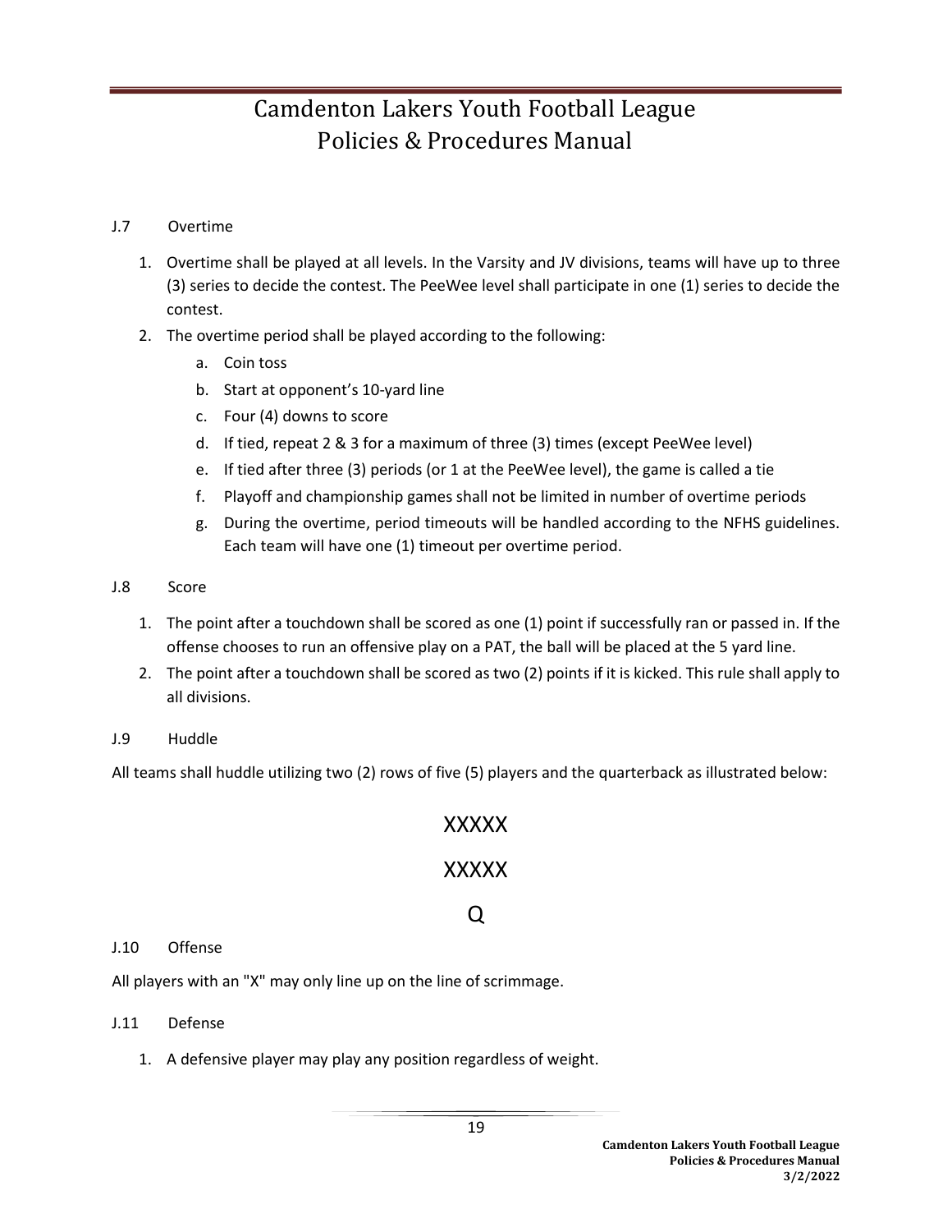J.7 Overtime

1. Overtime shall be played at all levels. In the Varsity and JV divisions, teams will have up to three (3) series to decide the contest. The PeeWee level shall participate in one (1) series to decide the contest.
2. The overtime period shall be played according to the following:
   a. Coin toss
   b. Start at opponent's 10-yard line
   c. Four (4) downs to score
   d. If tied, repeat 2 & 3 for a maximum of three (3) times (except PeeWee level)
   e. If tied after three (3) periods (or 1 at the PeeWee level), the game is called a tie
   f. Playoff and championship games shall not be limited in number of overtime periods
   g. During the overtime, period timeouts will be handled according to the NFHS guidelines. Each team will have one (1) timeout per overtime period.

J.8 Score

1. The point after a touchdown shall be scored as one (1) point if successfully ran or passed in. If the offense chooses to run an offensive play on a PAT, the ball will be placed at the 5 yard line.
2. The point after a touchdown shall be scored as two (2) points if it is kicked. This rule shall apply to all divisions.

J.9 Huddle

All teams shall huddle utilizing two (2) rows of five (5) players and the quarterback as illustrated below:

```
XXXXX
XXXXX
  Q
```

J.10 Offense

All players with an "X" may only line up on the line of scrimmage.

J.11 Defense

1. A defensive player may play any position regardless of weight.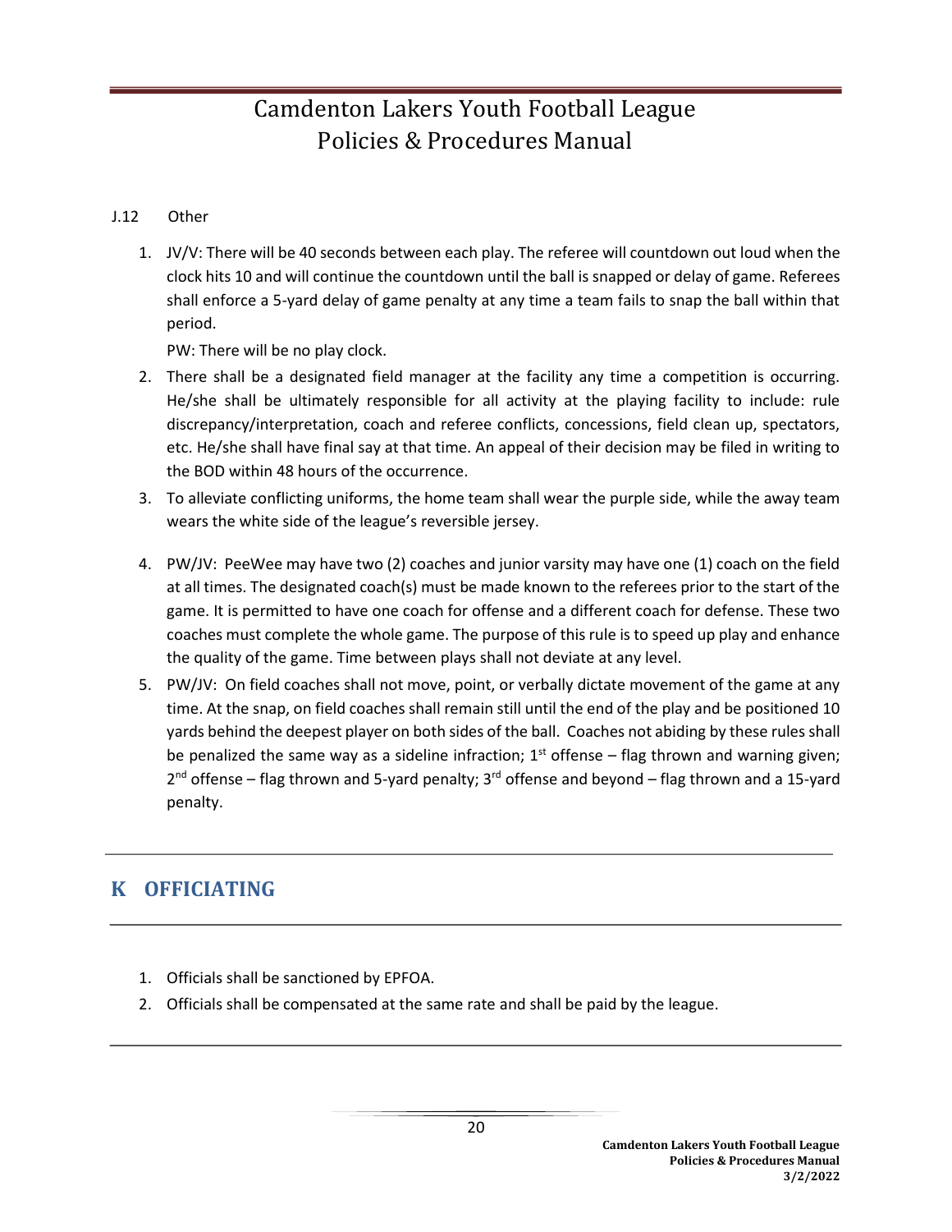J.12 Other

1. JV/V: There will be 40 seconds between each play. The referee will countdown out loud when the clock hits 10 and will continue the countdown until the ball is snapped or delay of game. Referees shall enforce a 5-yard delay of game penalty at any time a team fails to snap the ball within that period.

   PW: There will be no play clock.

2. There shall be a designated field manager at the facility any time a competition is occurring. He/she shall be ultimately responsible for all activity at the playing facility to include: rule discrepancy/interpretation, coach and referee conflicts, concessions, field clean up, spectators, etc. He/she shall have final say at that time. An appeal of their decision may be filed in writing to the BOD within 48 hours of the occurrence.
3. To alleviate conflicting uniforms, the home team shall wear the purple side, while the away team wears the white side of the league's reversible jersey.
4. PW/JV: PeeWee may have two (2) coaches and junior varsity may have one (1) coach on the field at all times. The designated coach(s) must be made known to the referees prior to the start of the game. It is permitted to have one coach for offense and a different coach for defense. These two coaches must complete the whole game. The purpose of this rule is to speed up play and enhance the quality of the game. Time between plays shall not deviate at any level.
5. PW/JV: On field coaches shall not move, point, or verbally dictate movement of the game at any time. At the snap, on field coaches shall remain still until the end of the play and be positioned 10 yards behind the deepest player on both sides of the ball. Coaches not abiding by these rules shall be penalized the same way as a sideline infraction; 1st offense – flag thrown and warning given; 2nd offense – flag thrown and 5-yard penalty; 3rd offense and beyond – flag thrown and a 15-yard penalty.

## K OFFICIATING

1. Officials shall be sanctioned by EPFOA.
2. Officials shall be compensated at the same rate and shall be paid by the league.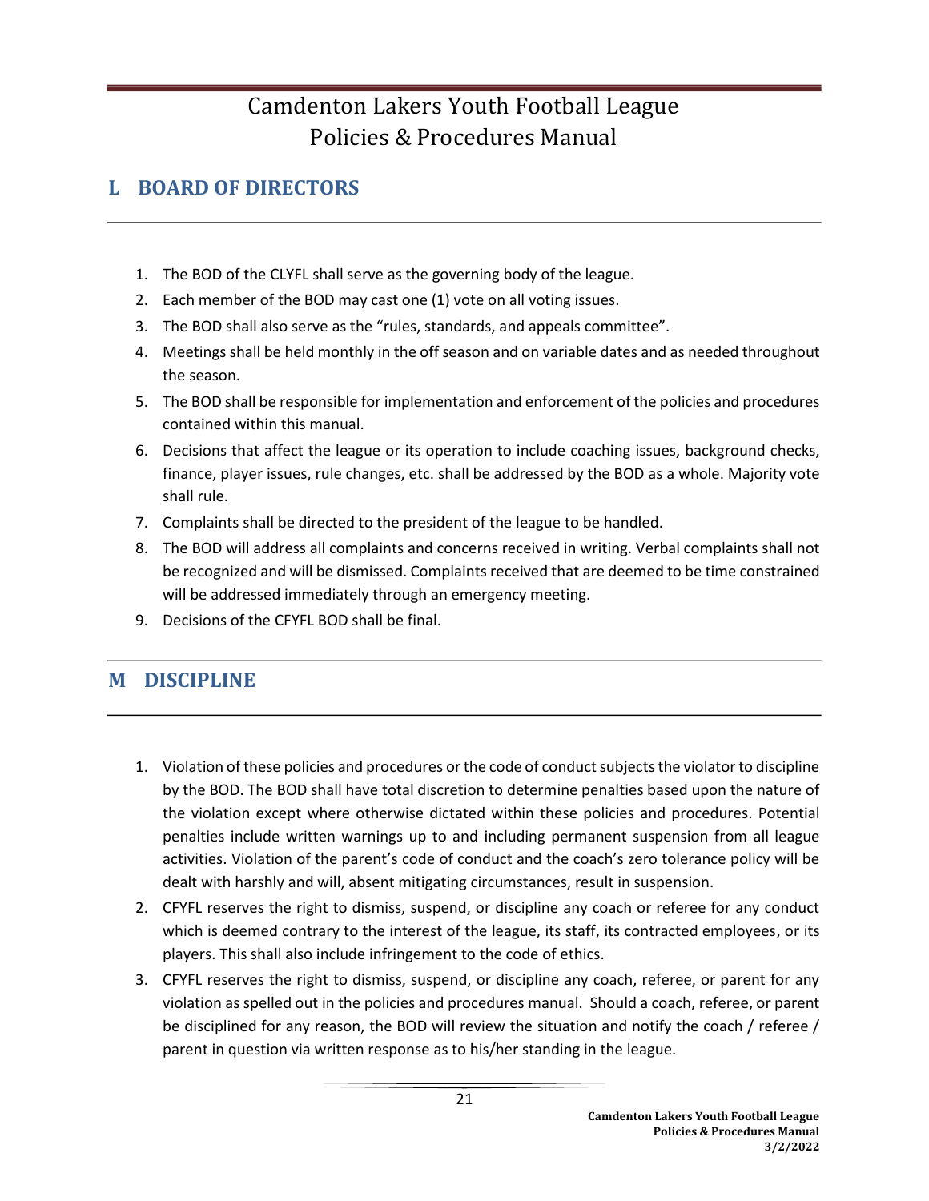## L BOARD OF DIRECTORS

1. The BOD of the CLYFL shall serve as the governing body of the league.
2. Each member of the BOD may cast one (1) vote on all voting issues.
3. The BOD shall also serve as the "rules, standards, and appeals committee".
4. Meetings shall be held monthly in the off season and on variable dates and as needed throughout the season.
5. The BOD shall be responsible for implementation and enforcement of the policies and procedures contained within this manual.
6. Decisions that affect the league or its operation to include coaching issues, background checks, finance, player issues, rule changes, etc. shall be addressed by the BOD as a whole. Majority vote shall rule.
7. Complaints shall be directed to the president of the league to be handled.
8. The BOD will address all complaints and concerns received in writing. Verbal complaints shall not be recognized and will be dismissed. Complaints received that are deemed to be time constrained will be addressed immediately through an emergency meeting.
9. Decisions of the CFYFL BOD shall be final.

## M DISCIPLINE

1. Violation of these policies and procedures or the code of conduct subjects the violator to discipline by the BOD. The BOD shall have total discretion to determine penalties based upon the nature of the violation except where otherwise dictated within these policies and procedures. Potential penalties include written warnings up to and including permanent suspension from all league activities. Violation of the parent's code of conduct and the coach's zero tolerance policy will be dealt with harshly and will, absent mitigating circumstances, result in suspension.
2. CFYFL reserves the right to dismiss, suspend, or discipline any coach or referee for any conduct which is deemed contrary to the interest of the league, its staff, its contracted employees, or its players. This shall also include infringement to the code of ethics.
3. CFYFL reserves the right to dismiss, suspend, or discipline any coach, referee, or parent for any violation as spelled out in the policies and procedures manual. Should a coach, referee, or parent be disciplined for any reason, the BOD will review the situation and notify the coach / referee / parent in question via written response as to his/her standing in the league.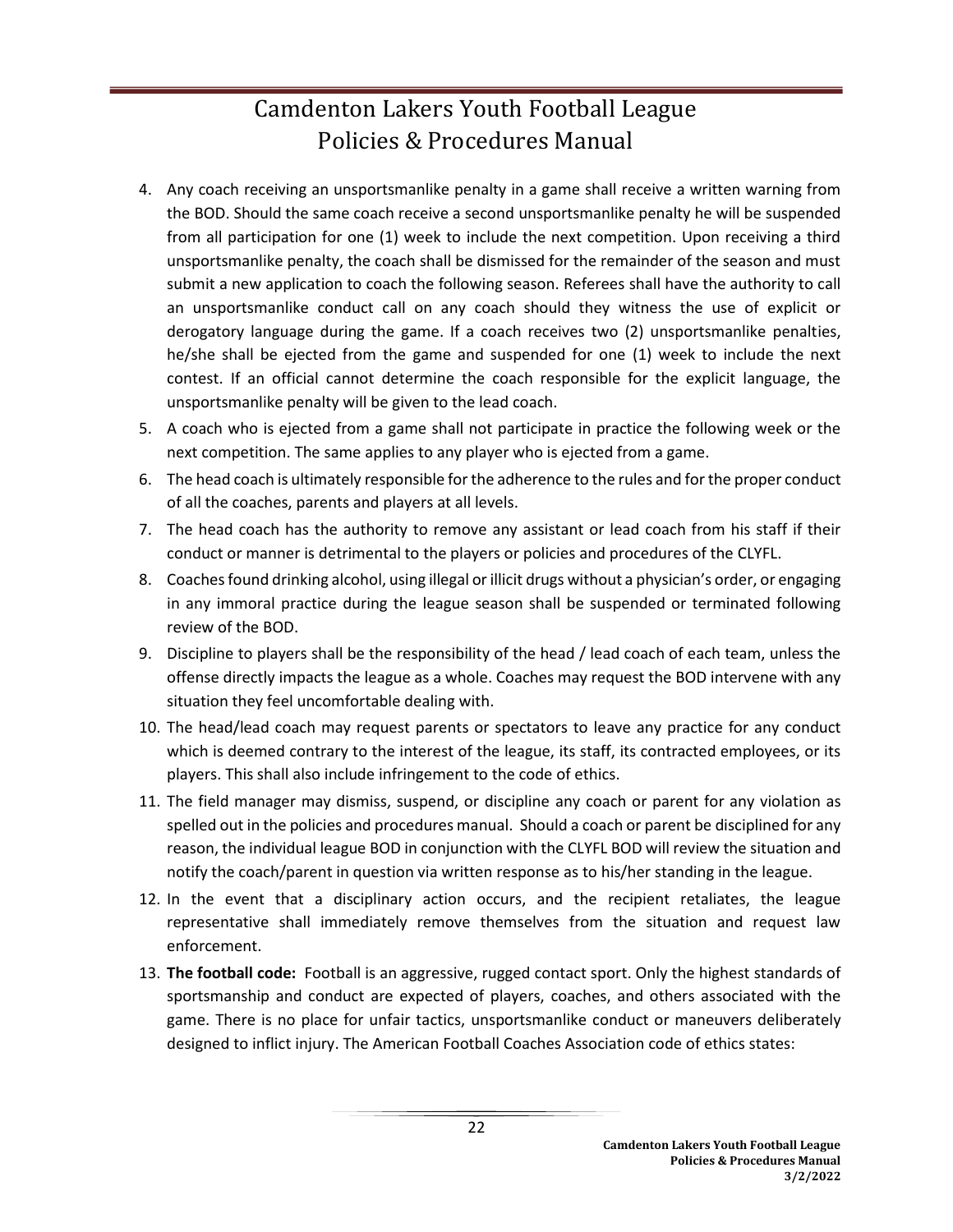4. Any coach receiving an unsportsmanlike penalty in a game shall receive a written warning from the BOD. Should the same coach receive a second unsportsmanlike penalty he will be suspended from all participation for one (1) week to include the next competition. Upon receiving a third unsportsmanlike penalty, the coach shall be dismissed for the remainder of the season and must submit a new application to coach the following season. Referees shall have the authority to call an unsportsmanlike conduct call on any coach should they witness the use of explicit or derogatory language during the game. If a coach receives two (2) unsportsmanlike penalties, he/she shall be ejected from the game and suspended for one (1) week to include the next contest. If an official cannot determine the coach responsible for the explicit language, the unsportsmanlike penalty will be given to the lead coach.
5. A coach who is ejected from a game shall not participate in practice the following week or the next competition. The same applies to any player who is ejected from a game.
6. The head coach is ultimately responsible for the adherence to the rules and for the proper conduct of all the coaches, parents and players at all levels.
7. The head coach has the authority to remove any assistant or lead coach from his staff if their conduct or manner is detrimental to the players or policies and procedures of the CLYFL.
8. Coaches found drinking alcohol, using illegal or illicit drugs without a physician's order, or engaging in any immoral practice during the league season shall be suspended or terminated following review of the BOD.
9. Discipline to players shall be the responsibility of the head / lead coach of each team, unless the offense directly impacts the league as a whole. Coaches may request the BOD intervene with any situation they feel uncomfortable dealing with.
10. The head/lead coach may request parents or spectators to leave any practice for any conduct which is deemed contrary to the interest of the league, its staff, its contracted employees, or its players. This shall also include infringement to the code of ethics.
11. The field manager may dismiss, suspend, or discipline any coach or parent for any violation as spelled out in the policies and procedures manual. Should a coach or parent be disciplined for any reason, the individual league BOD in conjunction with the CLYFL BOD will review the situation and notify the coach/parent in question via written response as to his/her standing in the league.
12. In the event that a disciplinary action occurs, and the recipient retaliates, the league representative shall immediately remove themselves from the situation and request law enforcement.
13. **The football code:** Football is an aggressive, rugged contact sport. Only the highest standards of sportsmanship and conduct are expected of players, coaches, and others associated with the game. There is no place for unfair tactics, unsportsmanlike conduct or maneuvers deliberately designed to inflict injury. The American Football Coaches Association code of ethics states: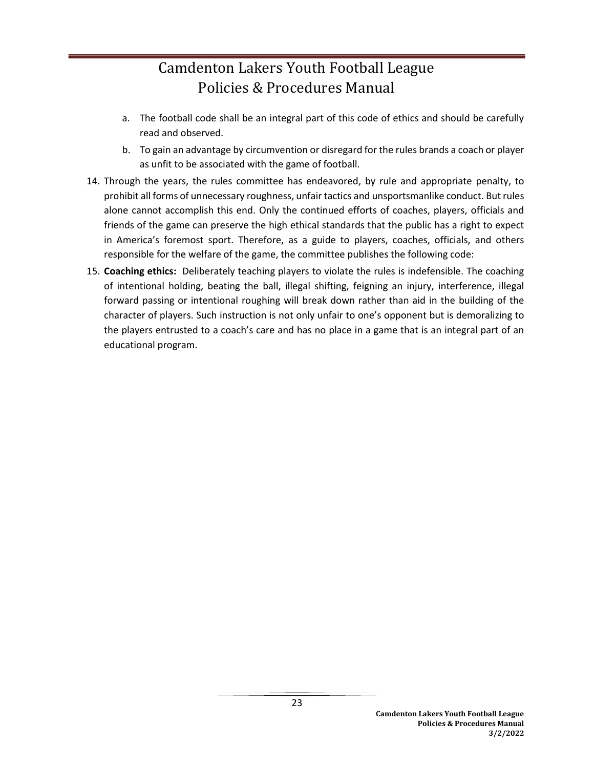a. The football code shall be an integral part of this code of ethics and should be carefully read and observed.
b. To gain an advantage by circumvention or disregard for the rules brands a coach or player as unfit to be associated with the game of football.

14. Through the years, the rules committee has endeavored, by rule and appropriate penalty, to prohibit all forms of unnecessary roughness, unfair tactics and unsportsmanlike conduct. But rules alone cannot accomplish this end. Only the continued efforts of coaches, players, officials and friends of the game can preserve the high ethical standards that the public has a right to expect in America's foremost sport. Therefore, as a guide to players, coaches, officials, and others responsible for the welfare of the game, the committee publishes the following code:
15. **Coaching ethics:** Deliberately teaching players to violate the rules is indefensible. The coaching of intentional holding, beating the ball, illegal shifting, feigning an injury, interference, illegal forward passing or intentional roughing will break down rather than aid in the building of the character of players. Such instruction is not only unfair to one's opponent but is demoralizing to the players entrusted to a coach's care and has no place in a game that is an integral part of an educational program.